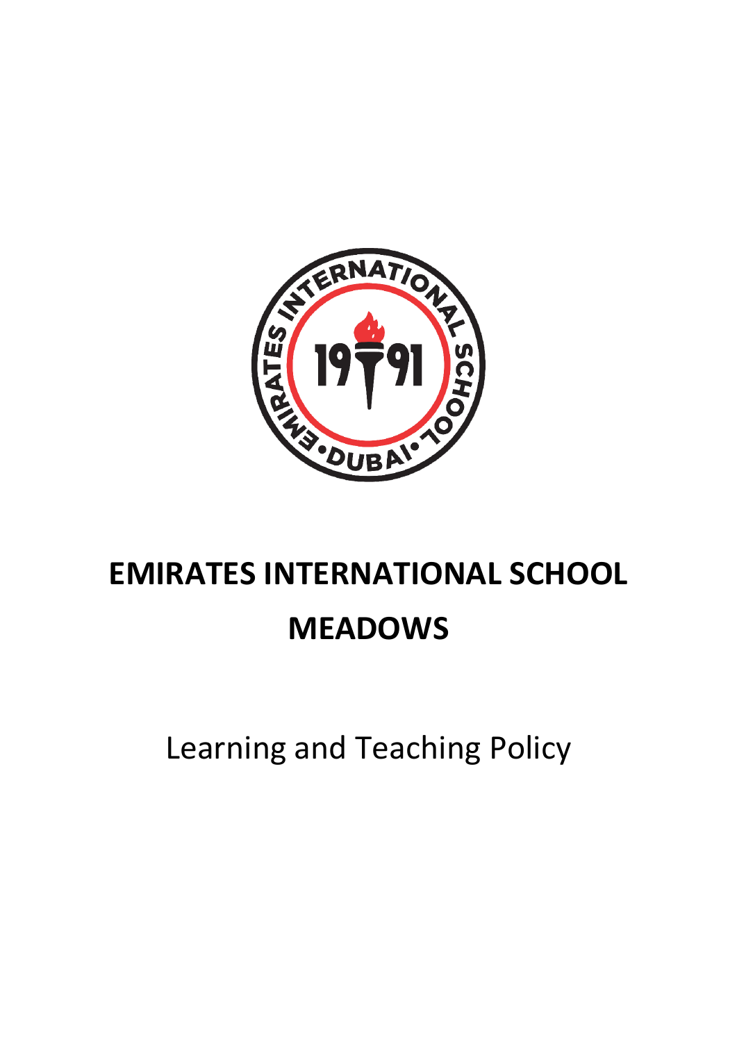# EMIRATES INTERNATIONAL SCHOOL MEADOWS

Learning and Teaching Policy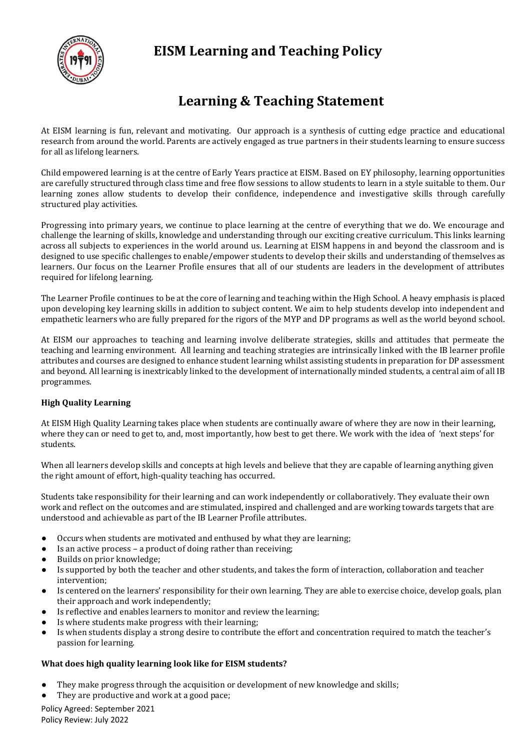# EISM Learning and Teaching Policy

## Learning & Teaching Statement

At EISM learning is fun, relevant and motivating. Our approach is a synthesis of cutting edge practice and educational research from around the world. Parents are actively engaged as true partners in their students learning to ensure success for all as lifelong learners.

Child empowered learning is at the centre of Early Years practice at EISM. Based on EY philosophy, learning opportunities are carefully structured through class time and free flow sessions to allow students to learn in a style suitable to them. Our learning zones allow students to develop their confidence, independence and investigative skills through carefully structured play activities.

Progressing into primary years, we continue to place learning at the centre of everything that we do. We encourage and challenge the learning of skills, knowledge and understanding through our exciting creative curriculum. This links learning across all subjects to experiences in the world around us. Learning at EISM happens in and beyond the classroom and is designed to use specific challenges to enable/empower students to develop their skills and understanding of themselves as learners. Our focus on the Learner Profile ensures that all of our students are leaders in the development of attributes required for lifelong learning.

The Learner Profile continues to be at the core of learning and teaching within the High School. A heavy emphasis is placed upon developing key learning skills in addition to subject content. We aim to help students develop into independent and empathetic learners who are fully prepared for the rigors of the MYP and DP programs as well as the world beyond school.

At EISM our approaches to teaching and learning involve deliberate strategies, skills and attitudes that permeate the teaching and learning environment. All learning and teaching strategies are intrinsically linked with the IB learner profile attributes and courses are designed to enhance student learning whilst assisting students in preparation for DP assessment and beyond. All learning is inextricably linked to the development of internationally minded students, a central aim of all IB programmes.

**High Quality Learning**

At EISM High Quality Learning takes place when students are continually aware of where they are now in their learning, where they can or need to get to, and, most importantly, how best to get there. We work with the idea of 'next steps' for students.

When all learners develop skills and concepts at high levels and believe that they are capable of learning anything given the right amount of effort, high-quality teaching has occurred.

Students take responsibility for their learning and can work independently or collaboratively. They evaluate their own work and reflect on the outcomes and are stimulated, inspired and challenged and are working towards targets that are understood and achievable as part of the IB Learner Profile attributes.

- Occurs when students are motivated and enthused by what they are learning;
- Is an active process – a product of doing rather than receiving;
- Builds on prior knowledge;
- Is supported by both the teacher and other students, and takes the form of interaction, collaboration and teacher intervention;
- Is centered on the learners' responsibility for their own learning. They are able to exercise choice, develop goals, plan their approach and work independently;
- Is reflective and enables learners to monitor and review the learning;
- Is where students make progress with their learning;
- Is when students display a strong desire to contribute the effort and concentration required to match the teacher's passion for learning.

**What does high quality learning look like for EISM students?**

- They make progress through the acquisition or development of new knowledge and skills;
- They are productive and work at a good pace;

Policy Agreed: September 2021
Policy Review: July 2022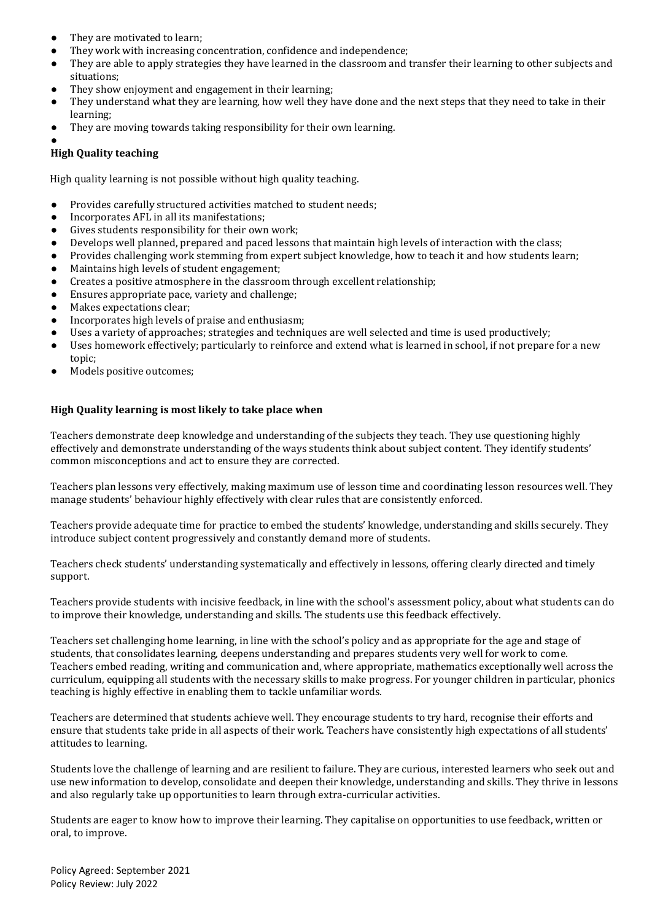- They are motivated to learn;
- They work with increasing concentration, confidence and independence;
- They are able to apply strategies they have learned in the classroom and transfer their learning to other subjects and situations;
- They show enjoyment and engagement in their learning;
- They understand what they are learning, how well they have done and the next steps that they need to take in their learning;
- They are moving towards taking responsibility for their own learning.

**High Quality teaching**

High quality learning is not possible without high quality teaching.

- Provides carefully structured activities matched to student needs;
- Incorporates AFL in all its manifestations;
- Gives students responsibility for their own work;
- Develops well planned, prepared and paced lessons that maintain high levels of interaction with the class;
- Provides challenging work stemming from expert subject knowledge, how to teach it and how students learn;
- Maintains high levels of student engagement;
- Creates a positive atmosphere in the classroom through excellent relationship;
- Ensures appropriate pace, variety and challenge;
- Makes expectations clear;
- Incorporates high levels of praise and enthusiasm;
- Uses a variety of approaches; strategies and techniques are well selected and time is used productively;
- Uses homework effectively; particularly to reinforce and extend what is learned in school, if not prepare for a new topic;
- Models positive outcomes;

**High Quality learning is most likely to take place when**

Teachers demonstrate deep knowledge and understanding of the subjects they teach. They use questioning highly effectively and demonstrate understanding of the ways students think about subject content. They identify students' common misconceptions and act to ensure they are corrected.

Teachers plan lessons very effectively, making maximum use of lesson time and coordinating lesson resources well. They manage students' behaviour highly effectively with clear rules that are consistently enforced.

Teachers provide adequate time for practice to embed the students' knowledge, understanding and skills securely. They introduce subject content progressively and constantly demand more of students.

Teachers check students' understanding systematically and effectively in lessons, offering clearly directed and timely support.

Teachers provide students with incisive feedback, in line with the school's assessment policy, about what students can do to improve their knowledge, understanding and skills. The students use this feedback effectively.

Teachers set challenging home learning, in line with the school's policy and as appropriate for the age and stage of students, that consolidates learning, deepens understanding and prepares students very well for work to come. Teachers embed reading, writing and communication and, where appropriate, mathematics exceptionally well across the curriculum, equipping all students with the necessary skills to make progress. For younger children in particular, phonics teaching is highly effective in enabling them to tackle unfamiliar words.

Teachers are determined that students achieve well. They encourage students to try hard, recognise their efforts and ensure that students take pride in all aspects of their work. Teachers have consistently high expectations of all students' attitudes to learning.

Students love the challenge of learning and are resilient to failure. They are curious, interested learners who seek out and use new information to develop, consolidate and deepen their knowledge, understanding and skills. They thrive in lessons and also regularly take up opportunities to learn through extra-curricular activities.

Students are eager to know how to improve their learning. They capitalise on opportunities to use feedback, written or oral, to improve.

Policy Agreed: September 2021
Policy Review: July 2022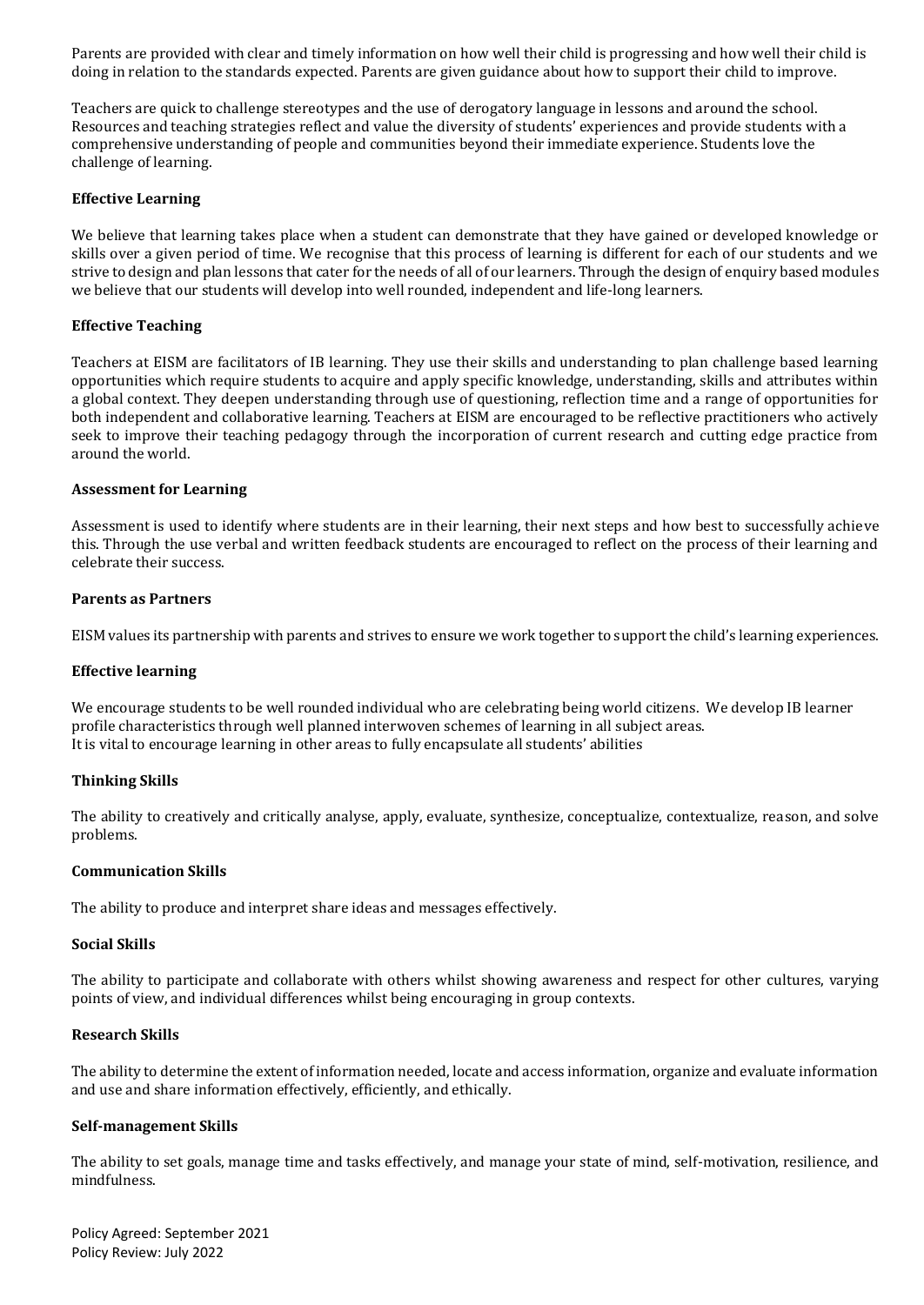Parents are provided with clear and timely information on how well their child is progressing and how well their child is doing in relation to the standards expected. Parents are given guidance about how to support their child to improve.

Teachers are quick to challenge stereotypes and the use of derogatory language in lessons and around the school. Resources and teaching strategies reflect and value the diversity of students' experiences and provide students with a comprehensive understanding of people and communities beyond their immediate experience. Students love the challenge of learning.

**Effective Learning**

We believe that learning takes place when a student can demonstrate that they have gained or developed knowledge or skills over a given period of time. We recognise that this process of learning is different for each of our students and we strive to design and plan lessons that cater for the needs of all of our learners. Through the design of enquiry based modules we believe that our students will develop into well rounded, independent and life-long learners.

**Effective Teaching**

Teachers at EISM are facilitators of IB learning. They use their skills and understanding to plan challenge based learning opportunities which require students to acquire and apply specific knowledge, understanding, skills and attributes within a global context. They deepen understanding through use of questioning, reflection time and a range of opportunities for both independent and collaborative learning. Teachers at EISM are encouraged to be reflective practitioners who actively seek to improve their teaching pedagogy through the incorporation of current research and cutting edge practice from around the world.

**Assessment for Learning**

Assessment is used to identify where students are in their learning, their next steps and how best to successfully achieve this. Through the use verbal and written feedback students are encouraged to reflect on the process of their learning and celebrate their success.

**Parents as Partners**

EISM values its partnership with parents and strives to ensure we work together to support the child's learning experiences.

**Effective learning**

We encourage students to be well rounded individual who are celebrating being world citizens. We develop IB learner profile characteristics through well planned interwoven schemes of learning in all subject areas.
It is vital to encourage learning in other areas to fully encapsulate all students' abilities

**Thinking Skills**

The ability to creatively and critically analyse, apply, evaluate, synthesize, conceptualize, contextualize, reason, and solve problems.

**Communication Skills**

The ability to produce and interpret share ideas and messages effectively.

**Social Skills**

The ability to participate and collaborate with others whilst showing awareness and respect for other cultures, varying points of view, and individual differences whilst being encouraging in group contexts.

**Research Skills**

The ability to determine the extent of information needed, locate and access information, organize and evaluate information and use and share information effectively, efficiently, and ethically.

**Self-management Skills**

The ability to set goals, manage time and tasks effectively, and manage your state of mind, self-motivation, resilience, and mindfulness.

Policy Agreed: September 2021
Policy Review: July 2022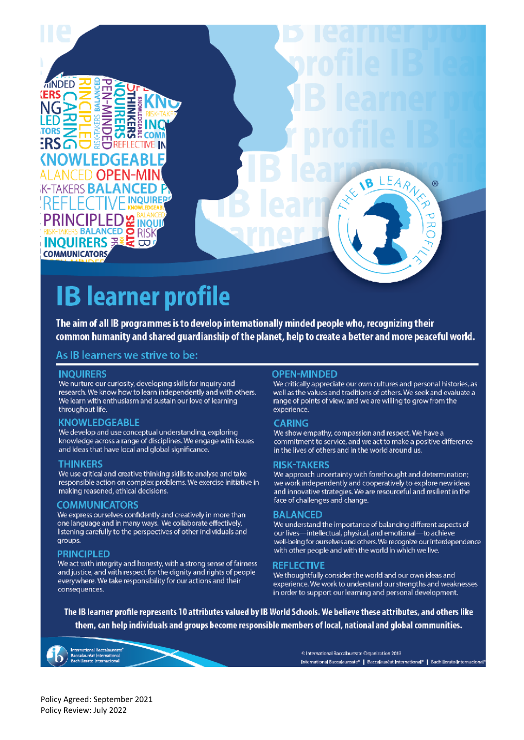# IB learner profile

**The aim of all IB programmes is to develop internationally minded people who, recognizing their common humanity and shared guardianship of the planet, help to create a better and more peaceful world.**

## As IB learners we strive to be:

### INQUIRERS

We nurture our curiosity, developing skills for inquiry and research. We know how to learn independently and with others. We learn with enthusiasm and sustain our love of learning throughout life.

### KNOWLEDGEABLE

We develop and use conceptual understanding, exploring knowledge across a range of disciplines. We engage with issues and ideas that have local and global significance.

### THINKERS

We use critical and creative thinking skills to analyse and take responsible action on complex problems. We exercise initiative in making reasoned, ethical decisions.

### COMMUNICATORS

We express ourselves confidently and creatively in more than one language and in many ways. We collaborate effectively, listening carefully to the perspectives of other individuals and groups.

### PRINCIPLED

We act with integrity and honesty, with a strong sense of fairness and justice, and with respect for the dignity and rights of people everywhere. We take responsibility for our actions and their consequences.

### OPEN-MINDED

We critically appreciate our own cultures and personal histories, as well as the values and traditions of others. We seek and evaluate a range of points of view, and we are willing to grow from the experience.

### CARING

We show empathy, compassion and respect. We have a commitment to service, and we act to make a positive difference in the lives of others and in the world around us.

### RISK-TAKERS

We approach uncertainty with forethought and determination; we work independently and cooperatively to explore new ideas and innovative strategies. We are resourceful and resilient in the face of challenges and change.

### BALANCED

We understand the importance of balancing different aspects of our lives—intellectual, physical, and emotional—to achieve well-being for ourselves and others. We recognize our interdependence with other people and with the world in which we live.

### REFLECTIVE

We thoughtfully consider the world and our own ideas and experience. We work to understand our strengths and weaknesses in order to support our learning and personal development.

**The IB learner profile represents 10 attributes valued by IB World Schools. We believe these attributes, and others like them, can help individuals and groups become responsible members of local, national and global communities.**

International Baccalaureate® Baccalauréat International Bachillerato Internacional

© International Baccalaureate Organization 2013
International Baccalaureate® | Baccalauréat International® | Bachillerato Internacional®

Policy Agreed: September 2021
Policy Review: July 2022